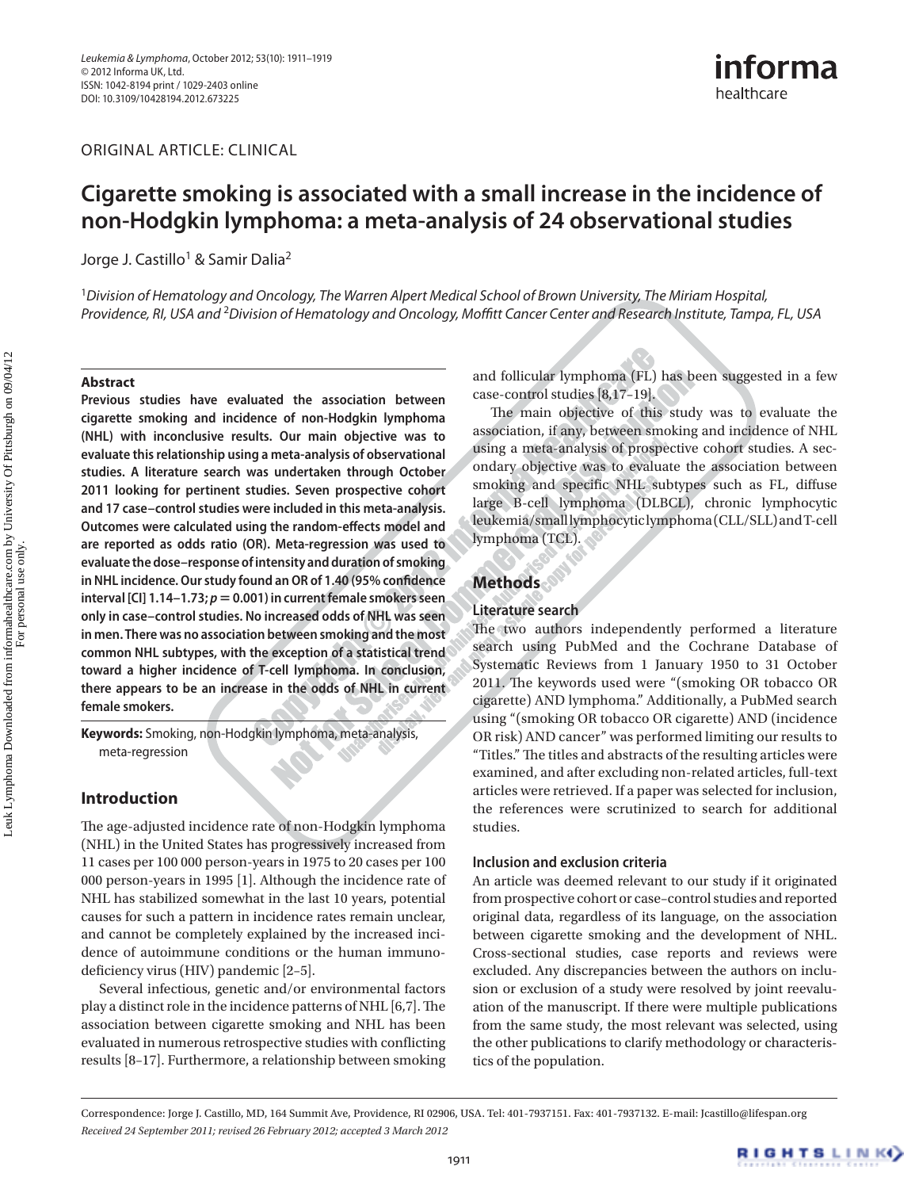ORIGINAL ARTICLE: CLINICAL

# Cigarette smoking is associated with a small increase in the incidence of non-Hodgkin lymphoma: a meta-analysis of 24 observational studies

Jorge J. Castillo[1] & Samir Dalia[2]

[1]*Division of Hematology and Oncology, The Warren Alpert Medical School of Brown University, The Miriam Hospital, Providence, RI, USA and* [2]*Division of Hematology and Oncology, Moffitt Cancer Center and Research Institute, Tampa, FL, USA*

### Abstract

**Previous studies have evaluated the association between cigarette smoking and incidence of non-Hodgkin lymphoma (NHL) with inconclusive results. Our main objective was to evaluate this relationship using a meta-analysis of observational studies. A literature search was undertaken through October 2011 looking for pertinent studies. Seven prospective cohort and 17 case–control studies were included in this meta-analysis. Outcomes were calculated using the random-effects model and are reported as odds ratio (OR). Meta-regression was used to evaluate the dose–response of intensity and duration of smoking in NHL incidence. Our study found an OR of 1.40 (95% confidence interval [CI] 1.14–1.73; $p = 0.001$) in current female smokers seen only in case–control studies. No increased odds of NHL was seen in men. There was no association between smoking and the most common NHL subtypes, with the exception of a statistical trend toward a higher incidence of T-cell lymphoma. In conclusion, there appears to be an increase in the odds of NHL in current female smokers.**

**Keywords:** Smoking, non-Hodgkin lymphoma, meta-analysis, meta-regression

## Introduction

The age-adjusted incidence rate of non-Hodgkin lymphoma (NHL) in the United States has progressively increased from 11 cases per 100 000 person-years in 1975 to 20 cases per 100 000 person-years in 1995 [1]. Although the incidence rate of NHL has stabilized somewhat in the last 10 years, potential causes for such a pattern in incidence rates remain unclear, and cannot be completely explained by the increased incidence of autoimmune conditions or the human immunodeficiency virus (HIV) pandemic [2–5].

Several infectious, genetic and/or environmental factors play a distinct role in the incidence patterns of NHL [6,7]. The association between cigarette smoking and NHL has been evaluated in numerous retrospective studies with conflicting results [8–17]. Furthermore, a relationship between smoking and follicular lymphoma (FL) has been suggested in a few case-control studies [8,17–19].

The main objective of this study was to evaluate the association, if any, between smoking and incidence of NHL using a meta-analysis of prospective cohort studies. A secondary objective was to evaluate the association between smoking and specific NHL subtypes such as FL, diffuse large B-cell lymphoma (DLBCL), chronic lymphocytic leukemia/small lymphocytic lymphoma (CLL/SLL) and T-cell lymphoma (TCL).

## Methods

### Literature search

The two authors independently performed a literature search using PubMed and the Cochrane Database of Systematic Reviews from 1 January 1950 to 31 October 2011. The keywords used were "(smoking OR tobacco OR cigarette) AND lymphoma." Additionally, a PubMed search using "(smoking OR tobacco OR cigarette) AND (incidence OR risk) AND cancer" was performed limiting our results to "Titles." The titles and abstracts of the resulting articles were examined, and after excluding non-related articles, full-text articles were retrieved. If a paper was selected for inclusion, the references were scrutinized to search for additional studies.

### Inclusion and exclusion criteria

An article was deemed relevant to our study if it originated from prospective cohort or case–control studies and reported original data, regardless of its language, on the association between cigarette smoking and the development of NHL. Cross-sectional studies, case reports and reviews were excluded. Any discrepancies between the authors on inclusion or exclusion of a study were resolved by joint reevaluation of the manuscript. If there were multiple publications from the same study, the most relevant was selected, using the other publications to clarify methodology or characteristics of the population.

Correspondence: Jorge J. Castillo, MD, 164 Summit Ave, Providence, RI 02906, USA. Tel: 401-7937151. Fax: 401-7937132. E-mail: Jcastillo@lifespan.org

*Received 24 September 2011; revised 26 February 2012; accepted 3 March 2012*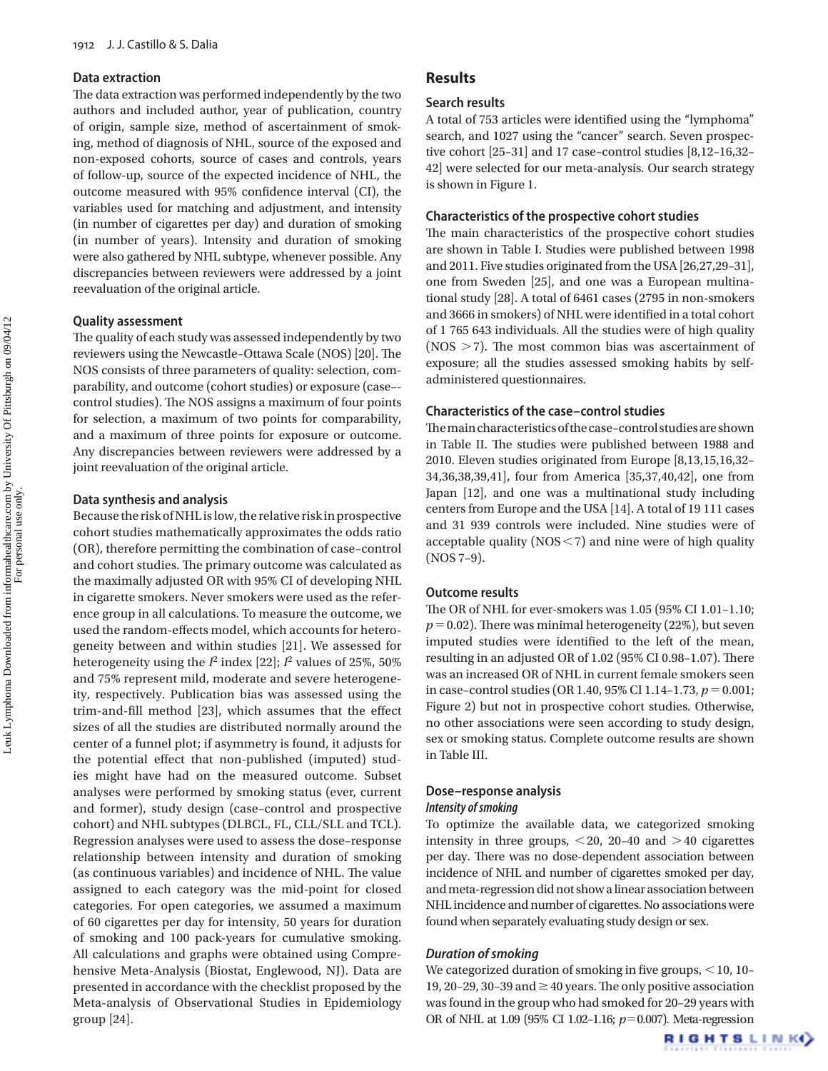### Data extraction

The data extraction was performed independently by the two authors and included author, year of publication, country of origin, sample size, method of ascertainment of smoking, method of diagnosis of NHL, source of the exposed and non-exposed cohorts, source of cases and controls, years of follow-up, source of the expected incidence of NHL, the outcome measured with 95% confidence interval (CI), the variables used for matching and adjustment, and intensity (in number of cigarettes per day) and duration of smoking (in number of years). Intensity and duration of smoking were also gathered by NHL subtype, whenever possible. Any discrepancies between reviewers were addressed by a joint reevaluation of the original article.

### Quality assessment

The quality of each study was assessed independently by two reviewers using the Newcastle–Ottawa Scale (NOS) [20]. The NOS consists of three parameters of quality: selection, comparability, and outcome (cohort studies) or exposure (case–-control studies). The NOS assigns a maximum of four points for selection, a maximum of two points for comparability, and a maximum of three points for exposure or outcome. Any discrepancies between reviewers were addressed by a joint reevaluation of the original article.

### Data synthesis and analysis

Because the risk of NHL is low, the relative risk in prospective cohort studies mathematically approximates the odds ratio (OR), therefore permitting the combination of case–control and cohort studies. The primary outcome was calculated as the maximally adjusted OR with 95% CI of developing NHL in cigarette smokers. Never smokers were used as the reference group in all calculations. To measure the outcome, we used the random-effects model, which accounts for heterogeneity between and within studies [21]. We assessed for heterogeneity using the $I^2$ index [22]; $I^2$ values of 25%, 50% and 75% represent mild, moderate and severe heterogeneity, respectively. Publication bias was assessed using the trim-and-fill method [23], which assumes that the effect sizes of all the studies are distributed normally around the center of a funnel plot; if asymmetry is found, it adjusts for the potential effect that non-published (imputed) studies might have had on the measured outcome. Subset analyses were performed by smoking status (ever, current and former), study design (case–control and prospective cohort) and NHL subtypes (DLBCL, FL, CLL/SLL and TCL). Regression analyses were used to assess the dose–response relationship between intensity and duration of smoking (as continuous variables) and incidence of NHL. The value assigned to each category was the mid-point for closed categories. For open categories, we assumed a maximum of 60 cigarettes per day for intensity, 50 years for duration of smoking and 100 pack-years for cumulative smoking. All calculations and graphs were obtained using Comprehensive Meta-Analysis (Biostat, Englewood, NJ). Data are presented in accordance with the checklist proposed by the Meta-analysis of Observational Studies in Epidemiology group [24].

## Results

### Search results

A total of 753 articles were identified using the "lymphoma" search, and 1027 using the "cancer" search. Seven prospective cohort [25–31] and 17 case–control studies [8,12–16,32–42] were selected for our meta-analysis. Our search strategy is shown in Figure 1.

### Characteristics of the prospective cohort studies

The main characteristics of the prospective cohort studies are shown in Table I. Studies were published between 1998 and 2011. Five studies originated from the USA [26,27,29–31], one from Sweden [25], and one was a European multinational study [28]. A total of 6461 cases (2795 in non-smokers and 3666 in smokers) of NHL were identified in a total cohort of 1 765 643 individuals. All the studies were of high quality (NOS $>7$). The most common bias was ascertainment of exposure; all the studies assessed smoking habits by self-administered questionnaires.

### Characteristics of the case–control studies

The main characteristics of the case–control studies are shown in Table II. The studies were published between 1988 and 2010. Eleven studies originated from Europe [8,13,15,16,32–34,36,38,39,41], four from America [35,37,40,42], one from Japan [12], and one was a multinational study including centers from Europe and the USA [14]. A total of 19 111 cases and 31 939 controls were included. Nine studies were of acceptable quality (NOS $<7$) and nine were of high quality (NOS 7–9).

### Outcome results

The OR of NHL for ever-smokers was 1.05 (95% CI 1.01–1.10; $p = 0.02$). There was minimal heterogeneity (22%), but seven imputed studies were identified to the left of the mean, resulting in an adjusted OR of 1.02 (95% CI 0.98–1.07). There was an increased OR of NHL in current female smokers seen in case–control studies (OR 1.40, 95% CI 1.14–1.73, $p = 0.001$; Figure 2) but not in prospective cohort studies. Otherwise, no other associations were seen according to study design, sex or smoking status. Complete outcome results are shown in Table III.

### Dose–response analysis

#### *Intensity of smoking*

To optimize the available data, we categorized smoking intensity in three groups, $<20$, 20–40 and $>40$ cigarettes per day. There was no dose-dependent association between incidence of NHL and number of cigarettes smoked per day, and meta-regression did not show a linear association between NHL incidence and number of cigarettes. No associations were found when separately evaluating study design or sex.

#### *Duration of smoking*

We categorized duration of smoking in five groups, $<10$, 10–19, 20–29, 30–39 and $\geq 40$ years. The only positive association was found in the group who had smoked for 20–29 years with OR of NHL at 1.09 (95% CI 1.02–1.16; $p = 0.007$). Meta-regression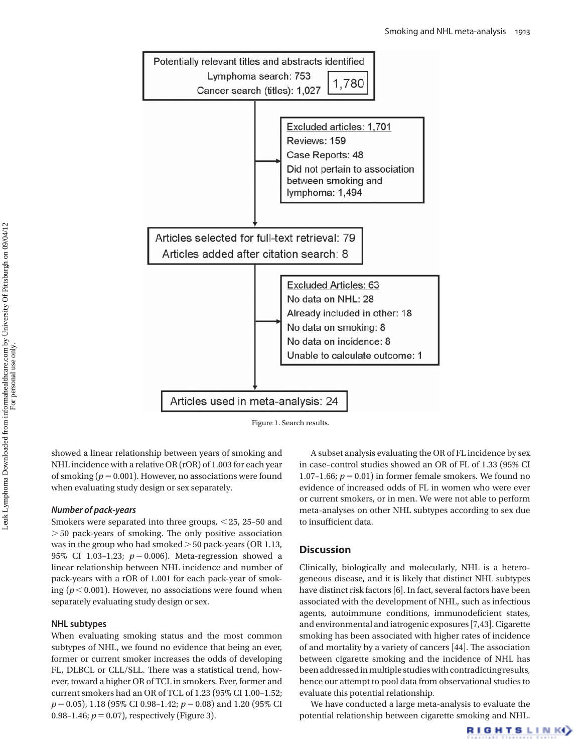Potentially relevant titles and abstracts identified
Lymphoma search: 753
Cancer search (titles): 1,027
1,780

Excluded articles: 1,701
Reviews: 159
Case Reports: 48
Did not pertain to association between smoking and lymphoma: 1,494

Articles selected for full-text retrieval: 79
Articles added after citation search: 8

Excluded Articles: 63
No data on NHL: 28
Already included in other: 18
No data on smoking: 8
No data on incidence: 8
Unable to calculate outcome: 1

Articles used in meta-analysis: 24

Figure 1. Search results.

showed a linear relationship between years of smoking and NHL incidence with a relative OR (rOR) of 1.003 for each year of smoking ($p = 0.001$). However, no associations were found when evaluating study design or sex separately.

### *Number of pack-years*

Smokers were separated into three groups, $<25$, 25–50 and $>50$ pack-years of smoking. The only positive association was in the group who had smoked $>50$ pack-years (OR 1.13, 95% CI 1.03–1.23; $p = 0.006$). Meta-regression showed a linear relationship between NHL incidence and number of pack-years with a rOR of 1.001 for each pack-year of smoking ($p < 0.001$). However, no associations were found when separately evaluating study design or sex.

### NHL subtypes

When evaluating smoking status and the most common subtypes of NHL, we found no evidence that being an ever, former or current smoker increases the odds of developing FL, DLBCL or CLL/SLL. There was a statistical trend, however, toward a higher OR of TCL in smokers. Ever, former and current smokers had an OR of TCL of 1.23 (95% CI 1.00–1.52; $p = 0.05$), 1.18 (95% CI 0.98–1.42; $p = 0.08$) and 1.20 (95% CI 0.98–1.46; $p = 0.07$), respectively (Figure 3).

A subset analysis evaluating the OR of FL incidence by sex in case–control studies showed an OR of FL of 1.33 (95% CI 1.07–1.66; $p = 0.01$) in former female smokers. We found no evidence of increased odds of FL in women who were ever or current smokers, or in men. We were not able to perform meta-analyses on other NHL subtypes according to sex due to insufficient data.

## Discussion

Clinically, biologically and molecularly, NHL is a heterogeneous disease, and it is likely that distinct NHL subtypes have distinct risk factors [6]. In fact, several factors have been associated with the development of NHL, such as infectious agents, autoimmune conditions, immunodeficient states, and environmental and iatrogenic exposures [7,43]. Cigarette smoking has been associated with higher rates of incidence of and mortality by a variety of cancers [44]. The association between cigarette smoking and the incidence of NHL has been addressed in multiple studies with contradicting results, hence our attempt to pool data from observational studies to evaluate this potential relationship.

We have conducted a large meta-analysis to evaluate the potential relationship between cigarette smoking and NHL.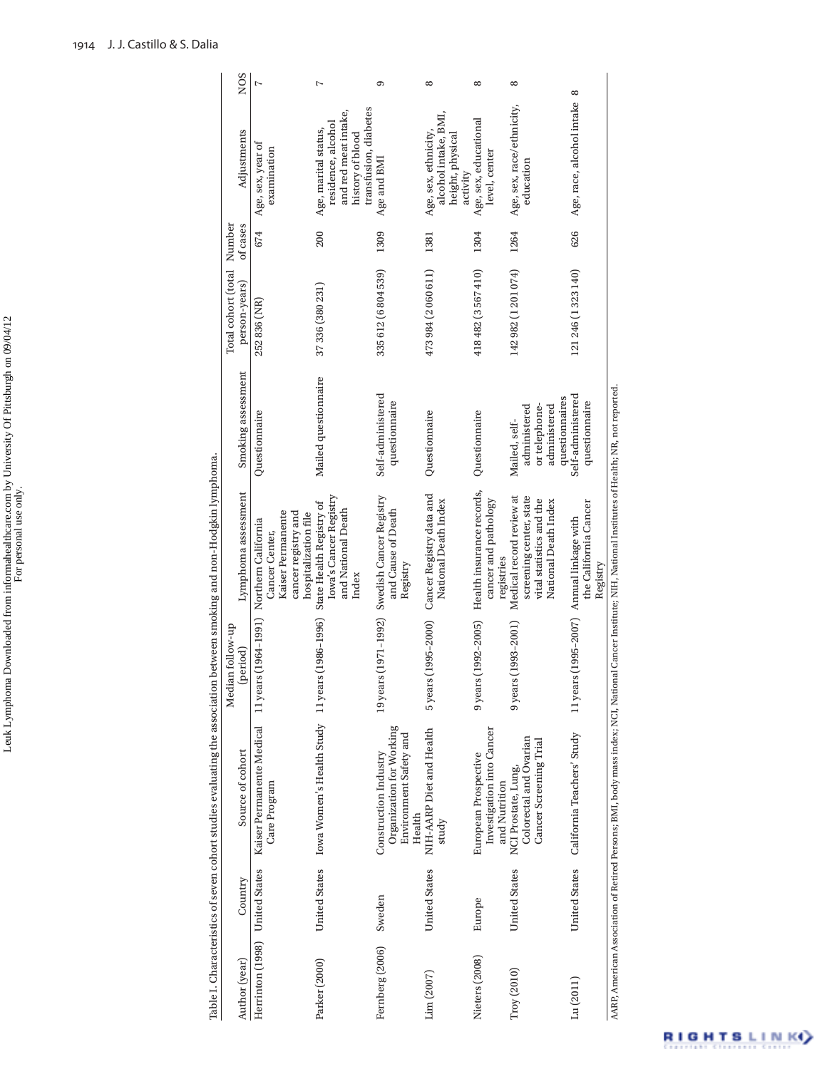Table I. Characteristics of seven cohort studies evaluating the association between smoking and non-Hodgkin lymphoma.

| Author (year) | Country | Source of cohort | Median follow-up (period) | Lymphoma assessment | Smoking assessment | Total cohort (total person-years) | Number of cases | Adjustments | NOS |
|---|---|---|---|---|---|---|---|---|---|
| Herrinton (1998) | United States | Kaiser Permanente Medical Care Program | 11 years (1964–1991) | Northern California Cancer Center, Kaiser Permanente cancer registry and hospitalization file | Questionnaire | 252 836 (NR) | 674 | Age, sex, year of examination | 7 |
| Parker (2000) | United States | Iowa Women's Health Study | 11 years (1986–1996) | State Health Registry of Iowa's Cancer Registry and National Death Index | Mailed questionnaire | 37 336 (380 231) | 200 | Age, marital status, residence, alcohol and red meat intake, history of blood transfusion, diabetes | 7 |
| Fernberg (2006) | Sweden | Construction Industry Organization for Working Environment Safety and Health | 19 years (1971–1992) | Swedish Cancer Registry and Cause of Death Registry | Self-administered questionnaire | 335 612 (6 804 539) | 1309 | Age and BMI | 9 |
| Lim (2007) | United States | NIH-AARP Diet and Health study | 5 years (1995–2000) | Cancer Registry data and National Death Index | Questionnaire | 473 984 (2 060 611) | 1381 | Age, sex, ethnicity, alcohol intake, BMI, height, physical activity | 8 |
| Nieters (2008) | Europe | European Prospective Investigation into Cancer and Nutrition | 9 years (1992–2005) | Health insurance records, cancer and pathology registries | Questionnaire | 418 482 (3 567 410) | 1304 | Age, sex, educational level, center | 8 |
| Troy (2010) | United States | NCI Prostate, Lung, Colorectal and Ovarian Cancer Screening Trial | 9 years (1993–2001) | Medical record review at screening center, state vital statistics and the National Death Index | Mailed, self-administered or telephone-administered questionnaires | 142 982 (1 201 074) | 1264 | Age, sex, race/ethnicity, education | 8 |
| Lu (2011) | United States | California Teachers' Study | 11 years (1995–2007) | Annual linkage with the California Cancer Registry | Self-administered questionnaire | 121 246 (1 323 140) | 626 | Age, race, alcohol intake | 8 |

AARP, American Association of Retired Persons; BMI, body mass index; NCI, National Cancer Institute; NIH, National Institutes of Health; NR, not reported.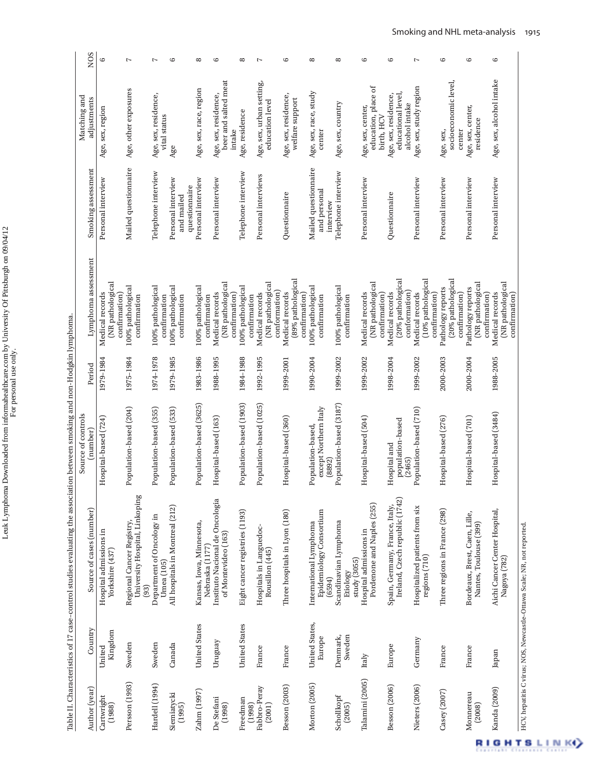Table II. Characteristics of 17 case-control studies evaluating the association between smoking and non-Hodgkin lymphoma.

| Author (year) | Country | Source of cases (number) | Source of controls (number) | Period | Lymphoma assessment | Smoking assessment | Matching and adjustments | NOS |
|---|---|---|---|---|---|---|---|---|
| Cartwright (1988) | United Kingdom | Hospital admissions in Yorkshire (437) | Hospital-based (724) | 1979–1984 | Medical records (NR pathological confirmation) | Personal interview | Age, sex, region | 6 |
| Persson (1993) | Sweden | Regional Cancer Registry, University Hospital, Linkoping (93) | Population-based (204) | 1975–1984 | 100% pathological confirmation | Mailed questionnaire | Age, other exposures | 7 |
| Hardell (1994) | Sweden | Department of Oncology in Umea (105) | Population-based (355) | 1974–1978 | 100% pathological confirmation | Telephone interview | Age, sex, residence, vital status | 7 |
| Siemiatycki (1995) | Canada | All hospitals in Montreal (212) | Population-based (533) | 1979–1985 | 100% pathological confirmation | Personal interview and mailed questionnaire | Age | 6 |
| Zahm (1997) | United States | Kansas, Iowa, Minnesota, Nebraska (1177) | Population-based (3625) | 1983–1986 | 100% pathological confirmation | Personal interview | Age, sex, race, region | 8 |
| De Stefani (1998) | Uruguay | Instituto Nacional de Oncologia of Montevideo (163) | Hospital-based (163) | 1988–1995 | Medical records (NR pathological confirmation) | Personal interview | Age, sex, residence, beer and salted meat intake | 6 |
| Freedman (1998) | United States | Eight cancer registries (1193) | Population-based (1903) | 1984–1988 | 100% pathological confirmation | Telephone interview | Age, residence | 8 |
| Fabbro-Peray (2001) | France | Hospitals in Languedoc-Rousillon (445) | Population-based (1025) | 1992–1995 | Medical records (NR pathological conformation) | Personal interviews | Age, sex, urban setting, education level | 7 |
| Besson (2003) | France | Three hospitals in Lyon (180) | Hospital-based (360) | 1999–2001 | Medical records (89% pathological confirmation) | Questionnaire | Age, sex, residence, welfare support | 6 |
| Morton (2005) | United States, Europe | International Lymphoma Epidemiology Consortium (6594) | Population-based, except Northern Italy (8892) | 1990–2004 | 100% pathological confirmation | Mailed questionnaire and personal interview | Age, sex, race, study center | 8 |
| Schollkopf (2005) | Denmark, Sweden | Scandinavian Lymphoma Etiology study (3055) | Population-based (3187) | 1999–2002 | 100% pathological confirmation | Telephone interview | Age, sex, country | 8 |
| Talamini (2005) | Italy | Hospital admissions in Pordenone and Naples (255) | Hospital-based (504) | 1999–2002 | Medical records (NR pathological confirmation) | Personal interview | Age, sex, center, education, place of birth, HCV | 6 |
| Besson (2006) | Europe | Spain, Germany, France, Italy, Ireland, Czech republic (1742) | Hospital and population-based (2465) | 1998–2004 | Medical records (20% pathological conformation) | Questionnaire | Age, sex, residence, educational level, alcohol intake | 6 |
| Nieters (2006) | Germany | Hospitalized patients from six regions (710) | Population-based (710) | 1999–2002 | Medical records (10% pathological confirmation) | Personal interview | Age, sex, study region | 7 |
| Casey (2007) | France | Three regions in France (298) | Hospital-based (276) | 2000–2003 | Pathology reports (20% pathological confirmation) | Personal interview | Age, sex, socioeconomic level, center | 6 |
| Monnereau (2008) | France | Bordeaux, Brest, Caen, Lille, Nantes, Toulouse (399) | Hospital-based (701) | 2000–2004 | Pathology reports (NR pathological confirmation) | Personal interview | Age, sex, center, residence | 6 |
| Kanda (2009) | Japan | Aichi Cancer Center Hospital, Nagoya (782) | Hospital-based (3484) | 1988–2005 | Medical records (NR pathological confirmation) | Personal interview | Age, sex, alcohol intake | 6 |

HCV, hepatitis C virus; NOS, Newcastle-Ottawa Scale; NR, not reported.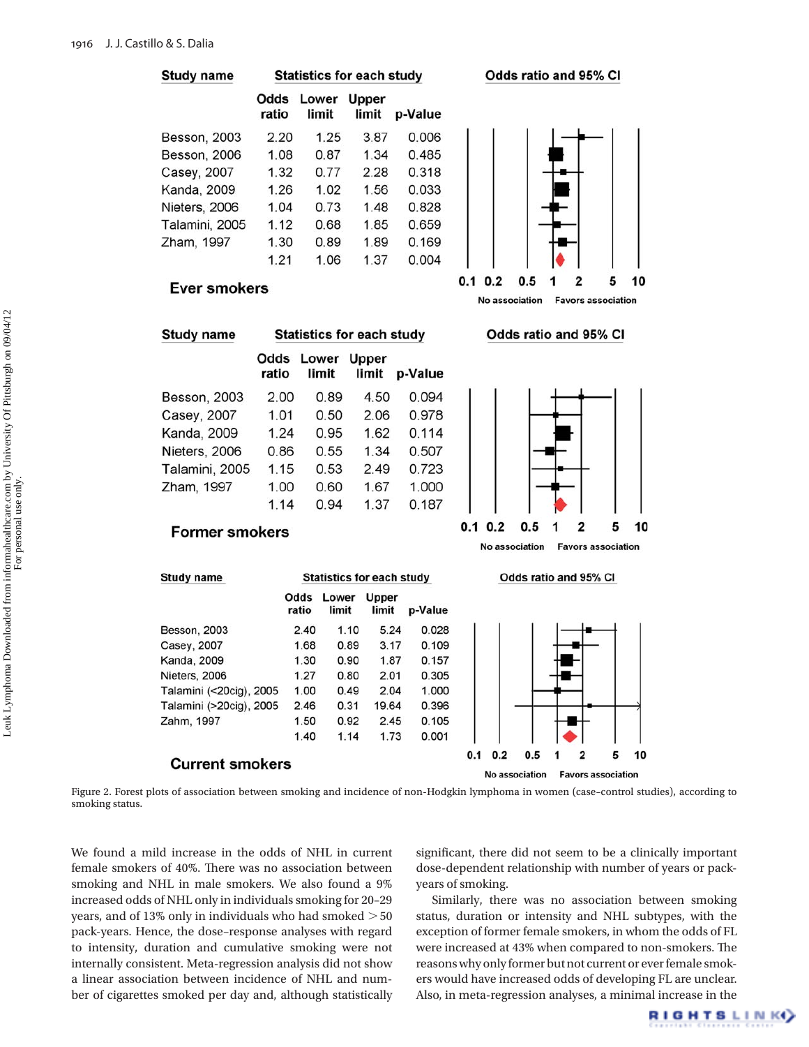| Study name | Odds ratio | Lower limit | Upper limit | p-Value |
|---|---|---|---|---|
| **Ever smokers** | | | | |
| Besson, 2003 | 2.20 | 1.25 | 3.87 | 0.006 |
| Besson, 2006 | 1.08 | 0.87 | 1.34 | 0.485 |
| Casey, 2007 | 1.32 | 0.77 | 2.28 | 0.318 |
| Kanda, 2009 | 1.26 | 1.02 | 1.56 | 0.033 |
| Nieters, 2006 | 1.04 | 0.73 | 1.48 | 0.828 |
| Talamini, 2005 | 1.12 | 0.68 | 1.85 | 0.659 |
| Zham, 1997 | 1.30 | 0.89 | 1.89 | 0.169 |
| | 1.21 | 1.06 | 1.37 | 0.004 |

| Study name | Odds ratio | Lower limit | Upper limit | p-Value |
|---|---|---|---|---|
| **Former smokers** | | | | |
| Besson, 2003 | 2.00 | 0.89 | 4.50 | 0.094 |
| Casey, 2007 | 1.01 | 0.50 | 2.06 | 0.978 |
| Kanda, 2009 | 1.24 | 0.95 | 1.62 | 0.114 |
| Nieters, 2006 | 0.86 | 0.55 | 1.34 | 0.507 |
| Talamini, 2005 | 1.15 | 0.53 | 2.49 | 0.723 |
| Zham, 1997 | 1.00 | 0.60 | 1.67 | 1.000 |
| | 1.14 | 0.94 | 1.37 | 0.187 |

| Study name | Odds ratio | Lower limit | Upper limit | p-Value |
|---|---|---|---|---|
| **Current smokers** | | | | |
| Besson, 2003 | 2.40 | 1.10 | 5.24 | 0.028 |
| Casey, 2007 | 1.68 | 0.89 | 3.17 | 0.109 |
| Kanda, 2009 | 1.30 | 0.90 | 1.87 | 0.157 |
| Nieters, 2006 | 1.27 | 0.80 | 2.01 | 0.305 |
| Talamini (<20cig), 2005 | 1.00 | 0.49 | 2.04 | 1.000 |
| Talamini (>20cig), 2005 | 2.46 | 0.31 | 19.64 | 0.396 |
| Zahm, 1997 | 1.50 | 0.92 | 2.45 | 0.105 |
| | 1.40 | 1.14 | 1.73 | 0.001 |

Odds ratio and 95% CI (0.1, 0.2, 0.5, 1, 2, 5, 10): No association / Favors association

Figure 2. Forest plots of association between smoking and incidence of non-Hodgkin lymphoma in women (case–control studies), according to smoking status.

We found a mild increase in the odds of NHL in current female smokers of 40%. There was no association between smoking and NHL in male smokers. We also found a 9% increased odds of NHL only in individuals smoking for 20–29 years, and of 13% only in individuals who had smoked > 50 pack-years. Hence, the dose–response analyses with regard to intensity, duration and cumulative smoking were not internally consistent. Meta-regression analysis did not show a linear association between incidence of NHL and number of cigarettes smoked per day and, although statistically significant, there did not seem to be a clinically important dose-dependent relationship with number of years or pack-years of smoking.

Similarly, there was no association between smoking status, duration or intensity and NHL subtypes, with the exception of former female smokers, in whom the odds of FL were increased at 43% when compared to non-smokers. The reasons why only former but not current or ever female smokers would have increased odds of developing FL are unclear. Also, in meta-regression analyses, a minimal increase in the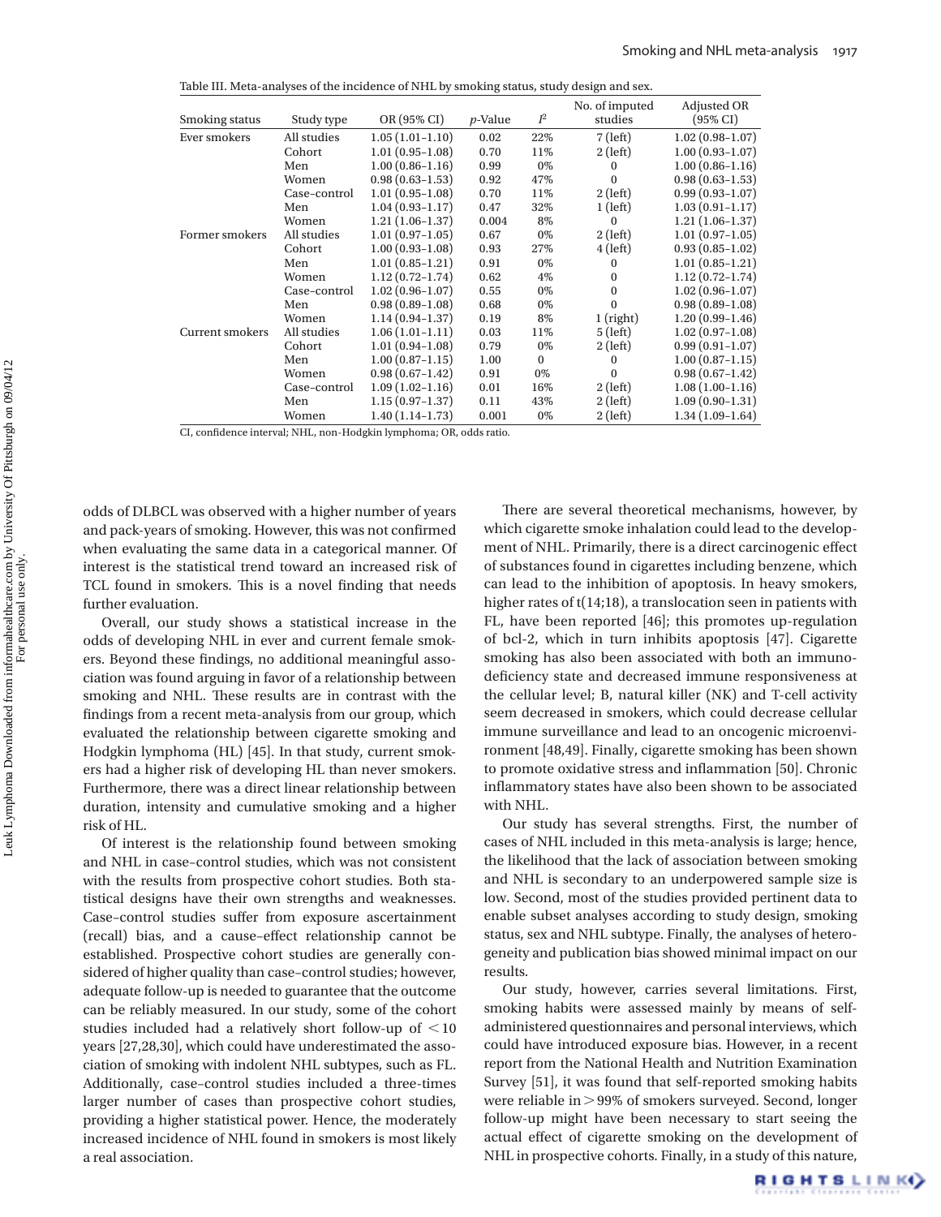Table III. Meta-analyses of the incidence of NHL by smoking status, study design and sex.

| Smoking status | Study type | OR (95% CI) | p-Value | $I^2$ | No. of imputed studies | Adjusted OR (95% CI) |
|---|---|---|---|---|---|---|
| Ever smokers | All studies | 1.05 (1.01–1.10) | 0.02 | 22% | 7 (left) | 1.02 (0.98–1.07) |
| | Cohort | 1.01 (0.95–1.08) | 0.70 | 11% | 2 (left) | 1.00 (0.93–1.07) |
| | Men | 1.00 (0.86–1.16) | 0.99 | 0% | 0 | 1.00 (0.86–1.16) |
| | Women | 0.98 (0.63–1.53) | 0.92 | 47% | 0 | 0.98 (0.63–1.53) |
| | Case–control | 1.01 (0.95–1.08) | 0.70 | 11% | 2 (left) | 0.99 (0.93–1.07) |
| | Men | 1.04 (0.93–1.17) | 0.47 | 32% | 1 (left) | 1.03 (0.91–1.17) |
| | Women | 1.21 (1.06–1.37) | 0.004 | 8% | 0 | 1.21 (1.06–1.37) |
| Former smokers | All studies | 1.01 (0.97–1.05) | 0.67 | 0% | 2 (left) | 1.01 (0.97–1.05) |
| | Cohort | 1.00 (0.93–1.08) | 0.93 | 27% | 4 (left) | 0.93 (0.85–1.02) |
| | Men | 1.01 (0.85–1.21) | 0.91 | 0% | 0 | 1.01 (0.85–1.21) |
| | Women | 1.12 (0.72–1.74) | 0.62 | 4% | 0 | 1.12 (0.72–1.74) |
| | Case–control | 1.02 (0.96–1.07) | 0.55 | 0% | 0 | 1.02 (0.96–1.07) |
| | Men | 0.98 (0.89–1.08) | 0.68 | 0% | 0 | 0.98 (0.89–1.08) |
| | Women | 1.14 (0.94–1.37) | 0.19 | 8% | 1 (right) | 1.20 (0.99–1.46) |
| Current smokers | All studies | 1.06 (1.01–1.11) | 0.03 | 11% | 5 (left) | 1.02 (0.97–1.08) |
| | Cohort | 1.01 (0.94–1.08) | 0.79 | 0% | 2 (left) | 0.99 (0.91–1.07) |
| | Men | 1.00 (0.87–1.15) | 1.00 | 0 | 0 | 1.00 (0.87–1.15) |
| | Women | 0.98 (0.67–1.42) | 0.91 | 0% | 0 | 0.98 (0.67–1.42) |
| | Case–control | 1.09 (1.02–1.16) | 0.01 | 16% | 2 (left) | 1.08 (1.00–1.16) |
| | Men | 1.15 (0.97–1.37) | 0.11 | 43% | 2 (left) | 1.09 (0.90–1.31) |
| | Women | 1.40 (1.14–1.73) | 0.001 | 0% | 2 (left) | 1.34 (1.09–1.64) |

CI, confidence interval; NHL, non-Hodgkin lymphoma; OR, odds ratio.

odds of DLBCL was observed with a higher number of years and pack-years of smoking. However, this was not confirmed when evaluating the same data in a categorical manner. Of interest is the statistical trend toward an increased risk of TCL found in smokers. This is a novel finding that needs further evaluation.

Overall, our study shows a statistical increase in the odds of developing NHL in ever and current female smokers. Beyond these findings, no additional meaningful association was found arguing in favor of a relationship between smoking and NHL. These results are in contrast with the findings from a recent meta-analysis from our group, which evaluated the relationship between cigarette smoking and Hodgkin lymphoma (HL) [45]. In that study, current smokers had a higher risk of developing HL than never smokers. Furthermore, there was a direct linear relationship between duration, intensity and cumulative smoking and a higher risk of HL.

Of interest is the relationship found between smoking and NHL in case–control studies, which was not consistent with the results from prospective cohort studies. Both statistical designs have their own strengths and weaknesses. Case–control studies suffer from exposure ascertainment (recall) bias, and a cause–effect relationship cannot be established. Prospective cohort studies are generally considered of higher quality than case–control studies; however, adequate follow-up is needed to guarantee that the outcome can be reliably measured. In our study, some of the cohort studies included had a relatively short follow-up of $<10$ years [27,28,30], which could have underestimated the association of smoking with indolent NHL subtypes, such as FL. Additionally, case–control studies included a three-times larger number of cases than prospective cohort studies, providing a higher statistical power. Hence, the moderately increased incidence of NHL found in smokers is most likely a real association.

There are several theoretical mechanisms, however, by which cigarette smoke inhalation could lead to the development of NHL. Primarily, there is a direct carcinogenic effect of substances found in cigarettes including benzene, which can lead to the inhibition of apoptosis. In heavy smokers, higher rates of t(14;18), a translocation seen in patients with FL, have been reported [46]; this promotes up-regulation of bcl-2, which in turn inhibits apoptosis [47]. Cigarette smoking has also been associated with both an immunodeficiency state and decreased immune responsiveness at the cellular level; B, natural killer (NK) and T-cell activity seem decreased in smokers, which could decrease cellular immune surveillance and lead to an oncogenic microenvironment [48,49]. Finally, cigarette smoking has been shown to promote oxidative stress and inflammation [50]. Chronic inflammatory states have also been shown to be associated with NHL.

Our study has several strengths. First, the number of cases of NHL included in this meta-analysis is large; hence, the likelihood that the lack of association between smoking and NHL is secondary to an underpowered sample size is low. Second, most of the studies provided pertinent data to enable subset analyses according to study design, smoking status, sex and NHL subtype. Finally, the analyses of heterogeneity and publication bias showed minimal impact on our results.

Our study, however, carries several limitations. First, smoking habits were assessed mainly by means of self-administered questionnaires and personal interviews, which could have introduced exposure bias. However, in a recent report from the National Health and Nutrition Examination Survey [51], it was found that self-reported smoking habits were reliable in $>99\%$ of smokers surveyed. Second, longer follow-up might have been necessary to start seeing the actual effect of cigarette smoking on the development of NHL in prospective cohorts. Finally, in a study of this nature,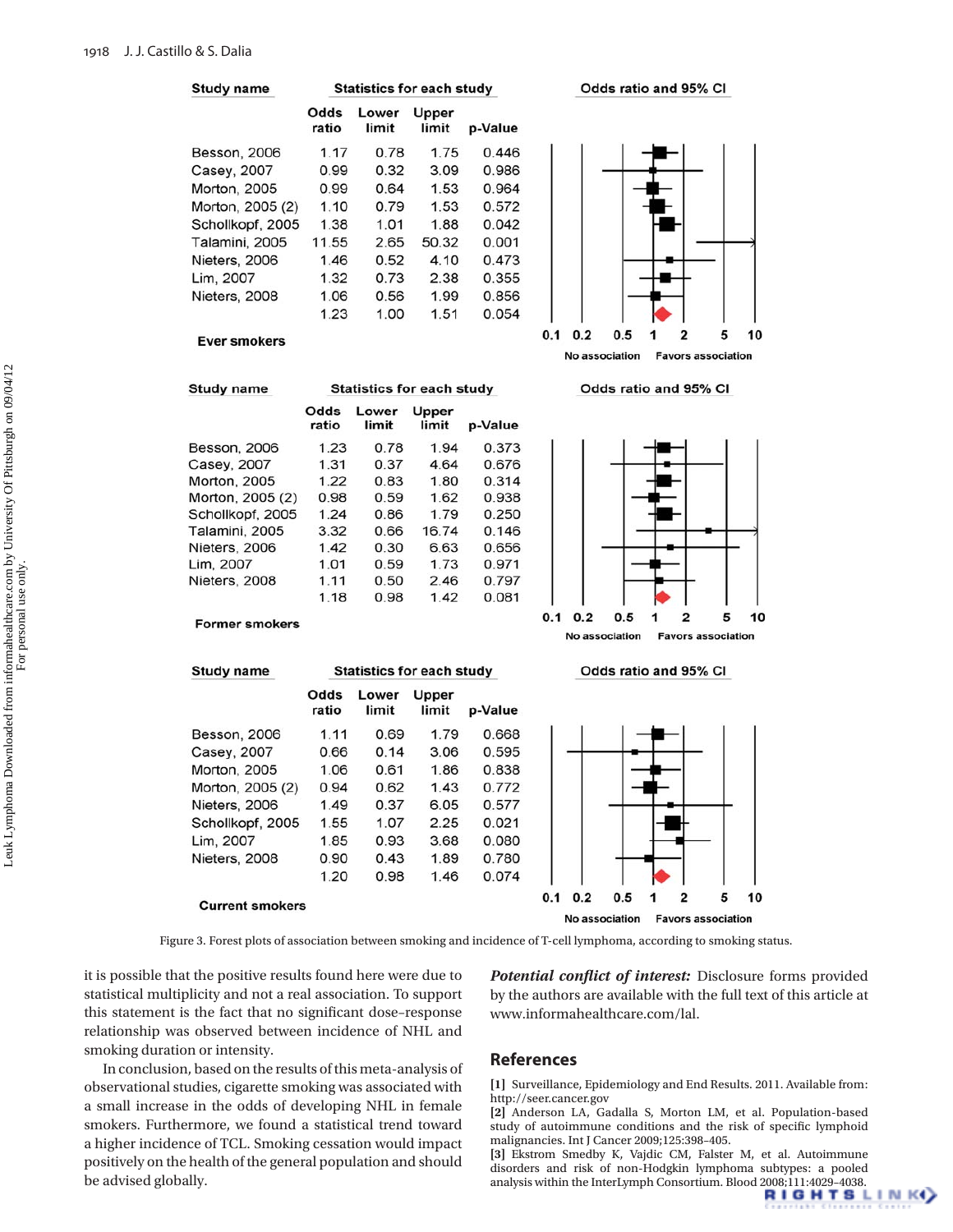| Study name | Odds ratio | Lower limit | Upper limit | p-Value |
|---|---|---|---|---|
| Besson, 2006 | 1.17 | 0.78 | 1.75 | 0.446 |
| Casey, 2007 | 0.99 | 0.32 | 3.09 | 0.986 |
| Morton, 2005 | 0.99 | 0.64 | 1.53 | 0.964 |
| Morton, 2005 (2) | 1.10 | 0.79 | 1.53 | 0.572 |
| Schollkopf, 2005 | 1.38 | 1.01 | 1.88 | 0.042 |
| Talamini, 2005 | 11.55 | 2.65 | 50.32 | 0.001 |
| Nieters, 2006 | 1.46 | 0.52 | 4.10 | 0.473 |
| Lim, 2007 | 1.32 | 0.73 | 2.38 | 0.355 |
| Nieters, 2008 | 1.06 | 0.56 | 1.99 | 0.856 |
| Ever smokers | 1.23 | 1.00 | 1.51 | 0.054 |

| Study name | Odds ratio | Lower limit | Upper limit | p-Value |
|---|---|---|---|---|
| Besson, 2006 | 1.23 | 0.78 | 1.94 | 0.373 |
| Casey, 2007 | 1.31 | 0.37 | 4.64 | 0.676 |
| Morton, 2005 | 1.22 | 0.83 | 1.80 | 0.314 |
| Morton, 2005 (2) | 0.98 | 0.59 | 1.62 | 0.938 |
| Schollkopf, 2005 | 1.24 | 0.86 | 1.79 | 0.250 |
| Talamini, 2005 | 3.32 | 0.66 | 16.74 | 0.146 |
| Nieters, 2006 | 1.42 | 0.30 | 6.63 | 0.656 |
| Lim, 2007 | 1.01 | 0.59 | 1.73 | 0.971 |
| Nieters, 2008 | 1.11 | 0.50 | 2.46 | 0.797 |
| Former smokers | 1.18 | 0.98 | 1.42 | 0.081 |

| Study name | Odds ratio | Lower limit | Upper limit | p-Value |
|---|---|---|---|---|
| Besson, 2006 | 1.11 | 0.69 | 1.79 | 0.668 |
| Casey, 2007 | 0.66 | 0.14 | 3.06 | 0.595 |
| Morton, 2005 | 1.06 | 0.61 | 1.86 | 0.838 |
| Morton, 2005 (2) | 0.94 | 0.62 | 1.43 | 0.772 |
| Nieters, 2006 | 1.49 | 0.37 | 6.05 | 0.577 |
| Schollkopf, 2005 | 1.55 | 1.07 | 2.25 | 0.021 |
| Lim, 2007 | 1.85 | 0.93 | 3.68 | 0.080 |
| Nieters, 2008 | 0.90 | 0.43 | 1.89 | 0.780 |
| Current smokers | 1.20 | 0.98 | 1.46 | 0.074 |

Figure 3. Forest plots of association between smoking and incidence of T-cell lymphoma, according to smoking status.

it is possible that the positive results found here were due to statistical multiplicity and not a real association. To support this statement is the fact that no significant dose–response relationship was observed between incidence of NHL and smoking duration or intensity.

In conclusion, based on the results of this meta-analysis of observational studies, cigarette smoking was associated with a small increase in the odds of developing NHL in female smokers. Furthermore, we found a statistical trend toward a higher incidence of TCL. Smoking cessation would impact positively on the health of the general population and should be advised globally.

***Potential conflict of interest:*** Disclosure forms provided by the authors are available with the full text of this article at www.informahealthcare.com/lal.

## References

**[1]** Surveillance, Epidemiology and End Results. 2011. Available from: http://seer.cancer.gov

**[2]** Anderson LA, Gadalla S, Morton LM, et al. Population-based study of autoimmune conditions and the risk of specific lymphoid malignancies. Int J Cancer 2009;125:398–405.

**[3]** Ekstrom Smedby K, Vajdic CM, Falster M, et al. Autoimmune disorders and risk of non-Hodgkin lymphoma subtypes: a pooled analysis within the InterLymph Consortium. Blood 2008;111:4029–4038.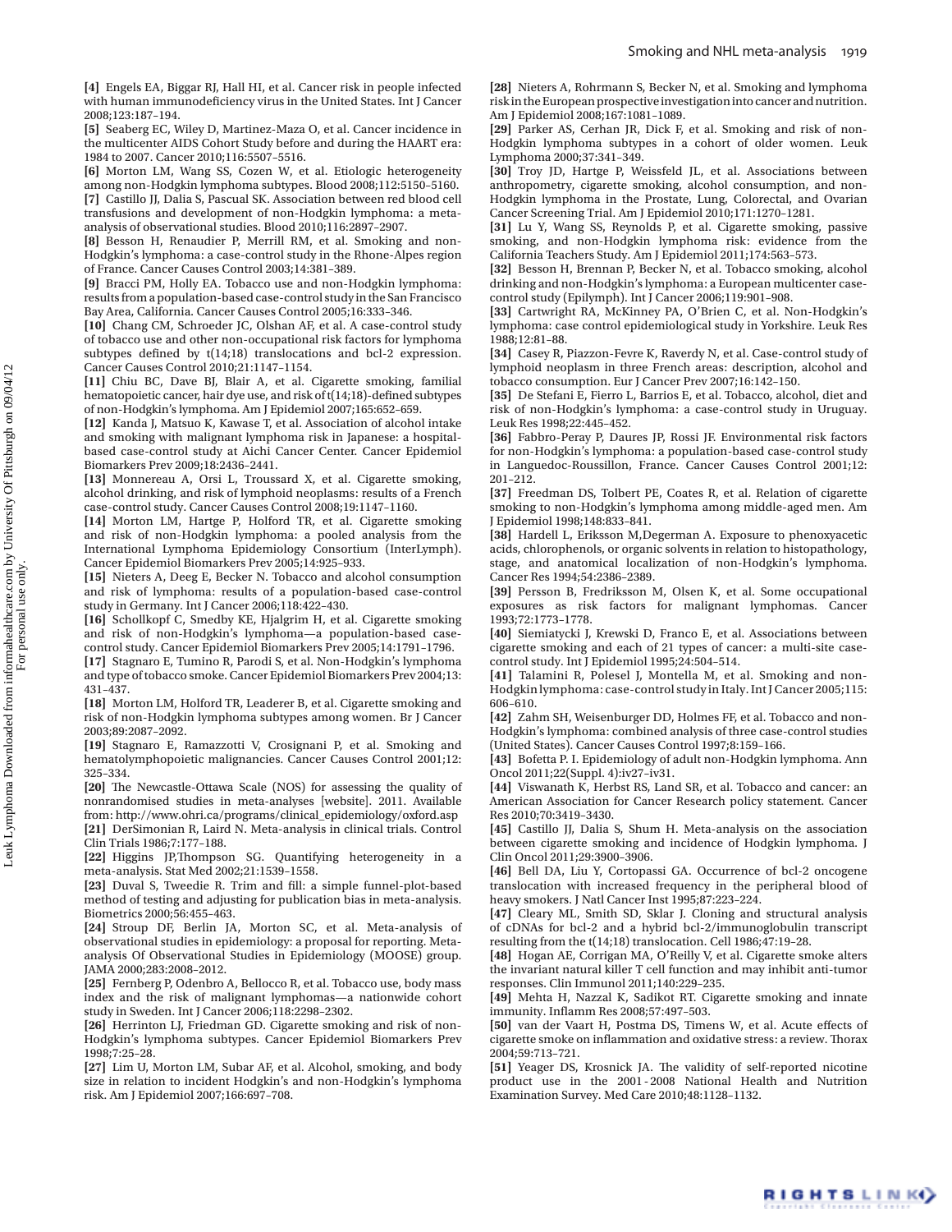[4] Engels EA, Biggar RJ, Hall HI, et al. Cancer risk in people infected with human immunodeficiency virus in the United States. Int J Cancer 2008;123:187–194.

[5] Seaberg EC, Wiley D, Martinez-Maza O, et al. Cancer incidence in the multicenter AIDS Cohort Study before and during the HAART era: 1984 to 2007. Cancer 2010;116:5507–5516.

[6] Morton LM, Wang SS, Cozen W, et al. Etiologic heterogeneity among non-Hodgkin lymphoma subtypes. Blood 2008;112:5150–5160.

[7] Castillo JJ, Dalia S, Pascual SK. Association between red blood cell transfusions and development of non-Hodgkin lymphoma: a meta-analysis of observational studies. Blood 2010;116:2897–2907.

[8] Besson H, Renaudier P, Merrill RM, et al. Smoking and non-Hodgkin's lymphoma: a case-control study in the Rhone-Alpes region of France. Cancer Causes Control 2003;14:381–389.

[9] Bracci PM, Holly EA. Tobacco use and non-Hodgkin lymphoma: results from a population-based case-control study in the San Francisco Bay Area, California. Cancer Causes Control 2005;16:333–346.

[10] Chang CM, Schroeder JC, Olshan AF, et al. A case-control study of tobacco use and other non-occupational risk factors for lymphoma subtypes defined by t(14;18) translocations and bcl-2 expression. Cancer Causes Control 2010;21:1147–1154.

[11] Chiu BC, Dave BJ, Blair A, et al. Cigarette smoking, familial hematopoietic cancer, hair dye use, and risk of t(14;18)-defined subtypes of non-Hodgkin's lymphoma. Am J Epidemiol 2007;165:652–659.

[12] Kanda J, Matsuo K, Kawase T, et al. Association of alcohol intake and smoking with malignant lymphoma risk in Japanese: a hospital-based case-control study at Aichi Cancer Center. Cancer Epidemiol Biomarkers Prev 2009;18:2436–2441.

[13] Monnereau A, Orsi L, Troussard X, et al. Cigarette smoking, alcohol drinking, and risk of lymphoid neoplasms: results of a French case-control study. Cancer Causes Control 2008;19:1147–1160.

[14] Morton LM, Hartge P, Holford TR, et al. Cigarette smoking and risk of non-Hodgkin lymphoma: a pooled analysis from the International Lymphoma Epidemiology Consortium (InterLymph). Cancer Epidemiol Biomarkers Prev 2005;14:925–933.

[15] Nieters A, Deeg E, Becker N. Tobacco and alcohol consumption and risk of lymphoma: results of a population-based case-control study in Germany. Int J Cancer 2006;118:422–430.

[16] Schollkopf C, Smedby KE, Hjalgrim H, et al. Cigarette smoking and risk of non-Hodgkin's lymphoma—a population-based case-control study. Cancer Epidemiol Biomarkers Prev 2005;14:1791–1796.

[17] Stagnaro E, Tumino R, Parodi S, et al. Non-Hodgkin's lymphoma and type of tobacco smoke. Cancer Epidemiol Biomarkers Prev 2004;13: 431–437.

[18] Morton LM, Holford TR, Leaderer B, et al. Cigarette smoking and risk of non-Hodgkin lymphoma subtypes among women. Br J Cancer 2003;89:2087–2092.

[19] Stagnaro E, Ramazzotti V, Crosignani P, et al. Smoking and hematolymphopoietic malignancies. Cancer Causes Control 2001;12: 325–334.

[20] The Newcastle-Ottawa Scale (NOS) for assessing the quality of nonrandomised studies in meta-analyses [website]. 2011. Available from: http://www.ohri.ca/programs/clinical_epidemiology/oxford.asp

[21] DerSimonian R, Laird N. Meta-analysis in clinical trials. Control Clin Trials 1986;7:177–188.

[22] Higgins JP,Thompson SG. Quantifying heterogeneity in a meta-analysis. Stat Med 2002;21:1539–1558.

[23] Duval S, Tweedie R. Trim and fill: a simple funnel-plot-based method of testing and adjusting for publication bias in meta-analysis. Biometrics 2000;56:455–463.

[24] Stroup DF, Berlin JA, Morton SC, et al. Meta-analysis of observational studies in epidemiology: a proposal for reporting. Meta-analysis Of Observational Studies in Epidemiology (MOOSE) group. JAMA 2000;283:2008–2012.

[25] Fernberg P, Odenbro A, Bellocco R, et al. Tobacco use, body mass index and the risk of malignant lymphomas—a nationwide cohort study in Sweden. Int J Cancer 2006;118:2298–2302.

[26] Herrinton LJ, Friedman GD. Cigarette smoking and risk of non-Hodgkin's lymphoma subtypes. Cancer Epidemiol Biomarkers Prev 1998;7:25–28.

[27] Lim U, Morton LM, Subar AF, et al. Alcohol, smoking, and body size in relation to incident Hodgkin's and non-Hodgkin's lymphoma risk. Am J Epidemiol 2007;166:697–708.

[28] Nieters A, Rohrmann S, Becker N, et al. Smoking and lymphoma risk in the European prospective investigation into cancer and nutrition. Am J Epidemiol 2008;167:1081–1089.

[29] Parker AS, Cerhan JR, Dick F, et al. Smoking and risk of non-Hodgkin lymphoma subtypes in a cohort of older women. Leuk Lymphoma 2000;37:341–349.

[30] Troy JD, Hartge P, Weissfeld JL, et al. Associations between anthropometry, cigarette smoking, alcohol consumption, and non-Hodgkin lymphoma in the Prostate, Lung, Colorectal, and Ovarian Cancer Screening Trial. Am J Epidemiol 2010;171:1270–1281.

[31] Lu Y, Wang SS, Reynolds P, et al. Cigarette smoking, passive smoking, and non-Hodgkin lymphoma risk: evidence from the California Teachers Study. Am J Epidemiol 2011;174:563–573.

[32] Besson H, Brennan P, Becker N, et al. Tobacco smoking, alcohol drinking and non-Hodgkin's lymphoma: a European multicenter case-control study (Epilymph). Int J Cancer 2006;119:901–908.

[33] Cartwright RA, McKinney PA, O'Brien C, et al. Non-Hodgkin's lymphoma: case control epidemiological study in Yorkshire. Leuk Res 1988;12:81–88.

[34] Casey R, Piazzon-Fevre K, Raverdy N, et al. Case-control study of lymphoid neoplasm in three French areas: description, alcohol and tobacco consumption. Eur J Cancer Prev 2007;16:142–150.

[35] De Stefani E, Fierro L, Barrios E, et al. Tobacco, alcohol, diet and risk of non-Hodgkin's lymphoma: a case-control study in Uruguay. Leuk Res 1998;22:445–452.

[36] Fabbro-Peray P, Daures JP, Rossi JF. Environmental risk factors for non-Hodgkin's lymphoma: a population-based case-control study in Languedoc-Roussillon, France. Cancer Causes Control 2001;12: 201–212.

[37] Freedman DS, Tolbert PE, Coates R, et al. Relation of cigarette smoking to non-Hodgkin's lymphoma among middle-aged men. Am J Epidemiol 1998;148:833–841.

[38] Hardell L, Eriksson M,Degerman A. Exposure to phenoxyacetic acids, chlorophenols, or organic solvents in relation to histopathology, stage, and anatomical localization of non-Hodgkin's lymphoma. Cancer Res 1994;54:2386–2389.

[39] Persson B, Fredriksson M, Olsen K, et al. Some occupational exposures as risk factors for malignant lymphomas. Cancer 1993;72:1773–1778.

[40] Siemiatycki J, Krewski D, Franco E, et al. Associations between cigarette smoking and each of 21 types of cancer: a multi-site case-control study. Int J Epidemiol 1995;24:504–514.

[41] Talamini R, Polesel J, Montella M, et al. Smoking and non-Hodgkin lymphoma: case-control study in Italy. Int J Cancer 2005;115: 606–610.

[42] Zahm SH, Weisenburger DD, Holmes FF, et al. Tobacco and non-Hodgkin's lymphoma: combined analysis of three case-control studies (United States). Cancer Causes Control 1997;8:159–166.

[43] Bofetta P. I. Epidemiology of adult non-Hodgkin lymphoma. Ann Oncol 2011;22(Suppl. 4):iv27–iv31.

[44] Viswanath K, Herbst RS, Land SR, et al. Tobacco and cancer: an American Association for Cancer Research policy statement. Cancer Res 2010;70:3419–3430.

[45] Castillo JJ, Dalia S, Shum H. Meta-analysis on the association between cigarette smoking and incidence of Hodgkin lymphoma. J Clin Oncol 2011;29:3900–3906.

[46] Bell DA, Liu Y, Cortopassi GA. Occurrence of bcl-2 oncogene translocation with increased frequency in the peripheral blood of heavy smokers. J Natl Cancer Inst 1995;87:223–224.

[47] Cleary ML, Smith SD, Sklar J. Cloning and structural analysis of cDNAs for bcl-2 and a hybrid bcl-2/immunoglobulin transcript resulting from the t(14;18) translocation. Cell 1986;47:19–28.

[48] Hogan AE, Corrigan MA, O'Reilly V, et al. Cigarette smoke alters the invariant natural killer T cell function and may inhibit anti-tumor responses. Clin Immunol 2011;140:229–235.

[49] Mehta H, Nazzal K, Sadikot RT. Cigarette smoking and innate immunity. Inflamm Res 2008;57:497–503.

[50] van der Vaart H, Postma DS, Timens W, et al. Acute effects of cigarette smoke on inflammation and oxidative stress: a review. Thorax 2004;59:713–721.

[51] Yeager DS, Krosnick JA. The validity of self-reported nicotine product use in the 2001 - 2008 National Health and Nutrition Examination Survey. Med Care 2010;48:1128–1132.